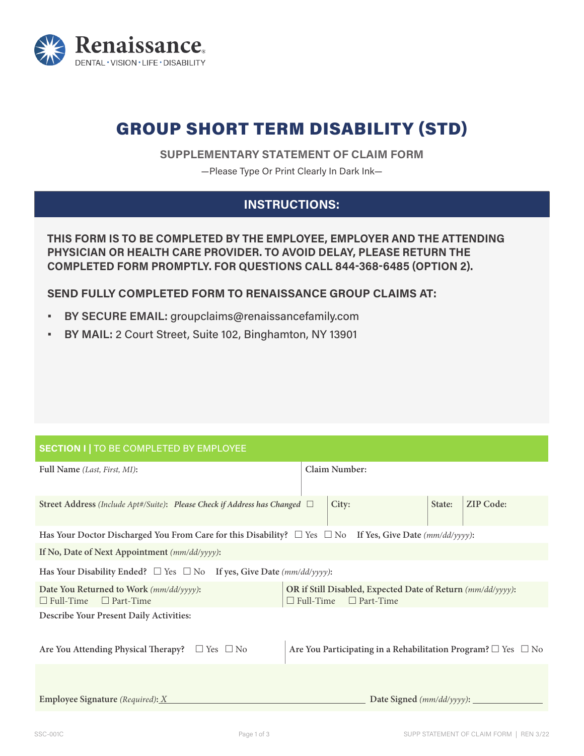Renaissance
DENTAL · VISION · LIFE · DISABILITY

# GROUP SHORT TERM DISABILITY (STD)

## SUPPLEMENTARY STATEMENT OF CLAIM FORM

—Please Type Or Print Clearly In Dark Ink—

## INSTRUCTIONS:

**THIS FORM IS TO BE COMPLETED BY THE EMPLOYEE, EMPLOYER AND THE ATTENDING PHYSICIAN OR HEALTH CARE PROVIDER. TO AVOID DELAY, PLEASE RETURN THE COMPLETED FORM PROMPTLY. FOR QUESTIONS CALL 844-368-6485 (OPTION 2).**

**SEND FULLY COMPLETED FORM TO RENAISSANCE GROUP CLAIMS AT:**

- **BY SECURE EMAIL:** groupclaims@renaissancefamily.com
- **BY MAIL:** 2 Court Street, Suite 102, Binghamton, NY 13901

## SECTION I | TO BE COMPLETED BY EMPLOYEE

| **Full Name** *(Last, First, MI)*: | | | **Claim Number:** |
|---|---|---|---|
| **Street Address** *(Include Apt#/Suite)*: ***Please Check if Address has Changed*** ☐ | **City:** | **State:** | **ZIP Code:** |

**Has Your Doctor Discharged You From Care for this Disability?** ☐ Yes ☐ No **If Yes, Give Date** *(mm/dd/yyyy)*:

**If No, Date of Next Appointment** *(mm/dd/yyyy)*:

**Has Your Disability Ended?** ☐ Yes ☐ No **If yes, Give Date** *(mm/dd/yyyy)*:

| **Date You Returned to Work** *(mm/dd/yyyy)*: ☐ Full-Time ☐ Part-Time | **OR if Still Disabled, Expected Date of Return** *(mm/dd/yyyy)*: ☐ Full-Time ☐ Part-Time |
|---|---|

**Describe Your Present Daily Activities:**

| **Are You Attending Physical Therapy?** ☐ Yes ☐ No | **Are You Participating in a Rehabilitation Program?** ☐ Yes ☐ No |
|---|---|

**Employee Signature** *(Required)*: X ______________________ **Date Signed** *(mm/dd/yyyy)*: ____________

SSC-001C | SUPP STATEMENT OF CLAIM FORM | REN 3/22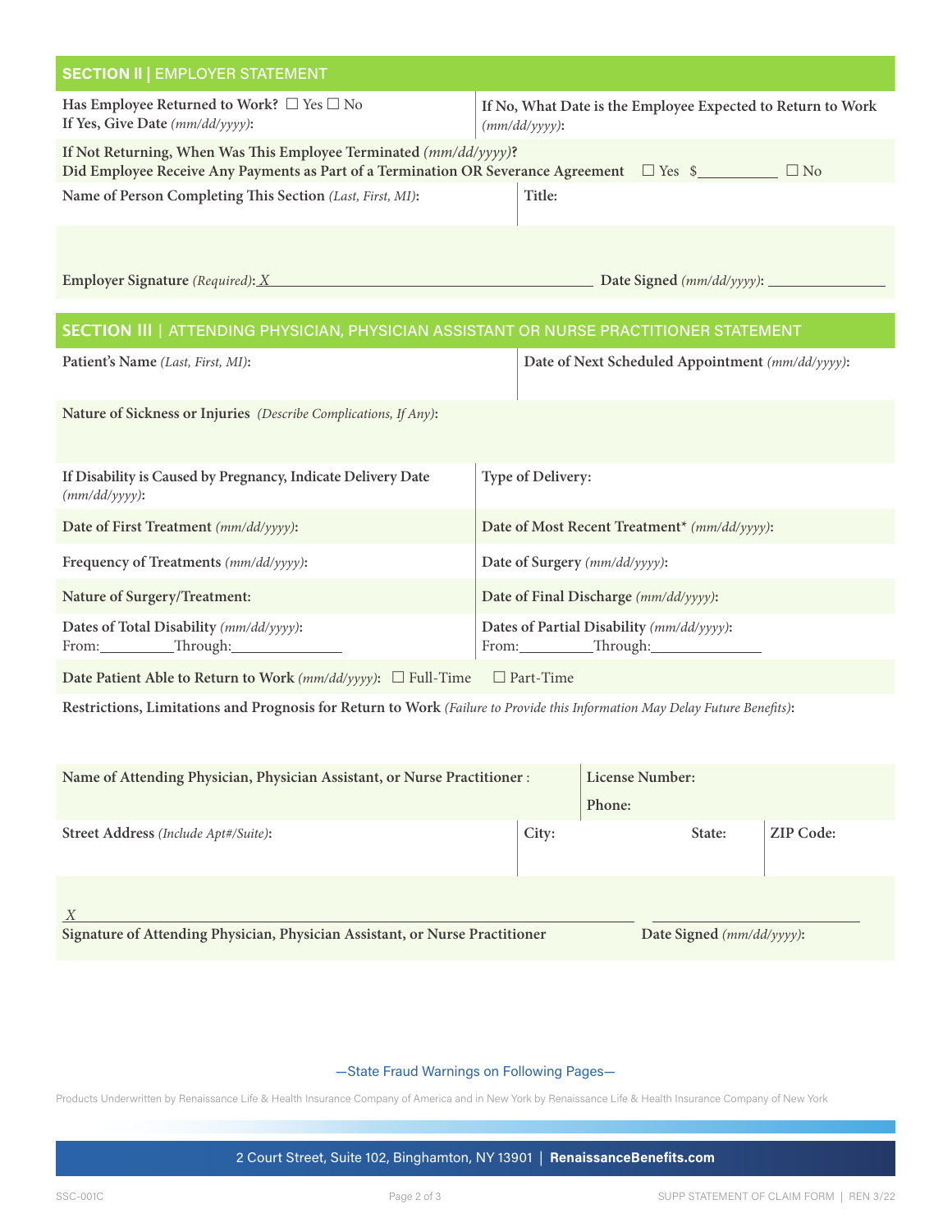## SECTION II | EMPLOYER STATEMENT

| | |
|---|---|
| **Has Employee Returned to Work?** ☐ Yes ☐ No<br>**If Yes, Give Date** *(mm/dd/yyyy)*: | **If No, What Date is the Employee Expected to Return to Work** *(mm/dd/yyyy)*: |

**If Not Returning, When Was This Employee Terminated** *(mm/dd/yyyy)*?

**Did Employee Receive Any Payments as Part of a Termination OR Severance Agreement** ☐ Yes $__________ ☐ No

| | |
|---|---|
| **Name of Person Completing This Section** *(Last, First, MI)*: | **Title:** |

**Employer Signature** *(Required)*: *X* ________________________________________ **Date Signed** *(mm/dd/yyyy)*: _______________

## SECTION III | ATTENDING PHYSICIAN, PHYSICIAN ASSISTANT OR NURSE PRACTITIONER STATEMENT

| | |
|---|---|
| **Patient's Name** *(Last, First, MI)*: | **Date of Next Scheduled Appointment** *(mm/dd/yyyy)*: |

**Nature of Sickness or Injuries** *(Describe Complications, If Any)*:

| | |
|---|---|
| **If Disability is Caused by Pregnancy, Indicate Delivery Date** *(mm/dd/yyyy)*: | **Type of Delivery:** |
| **Date of First Treatment** *(mm/dd/yyyy)*: | **Date of Most Recent Treatment*** *(mm/dd/yyyy)*: |
| **Frequency of Treatments** *(mm/dd/yyyy)*: | **Date of Surgery** *(mm/dd/yyyy)*: |
| **Nature of Surgery/Treatment:** | **Date of Final Discharge** *(mm/dd/yyyy)*: |
| **Dates of Total Disability** *(mm/dd/yyyy)*:<br>From:_________Through:_____________ | **Dates of Partial Disability** *(mm/dd/yyyy)*:<br>From:_________Through:_____________ |

**Date Patient Able to Return to Work** *(mm/dd/yyyy)*: ☐ Full-Time ☐ Part-Time

**Restrictions, Limitations and Prognosis for Return to Work** *(Failure to Provide this Information May Delay Future Benefits)*:

| | | | |
|---|---|---|---|
| **Name of Attending Physician, Physician Assistant, or Nurse Practitioner** : | | **License Number:**<br>**Phone:** | |
| **Street Address** *(Include Apt#/Suite)*: | **City:** | **State:** | **ZIP Code:** |

*X* ________________________________________ _______________

**Signature of Attending Physician, Physician Assistant, or Nurse Practitioner** **Date Signed** *(mm/dd/yyyy)*:

—State Fraud Warnings on Following Pages—

Products Underwritten by Renaissance Life & Health Insurance Company of America and in New York by Renaissance Life & Health Insurance Company of New York

2 Court Street, Suite 102, Binghamton, NY 13901 | **RenaissanceBenefits.com**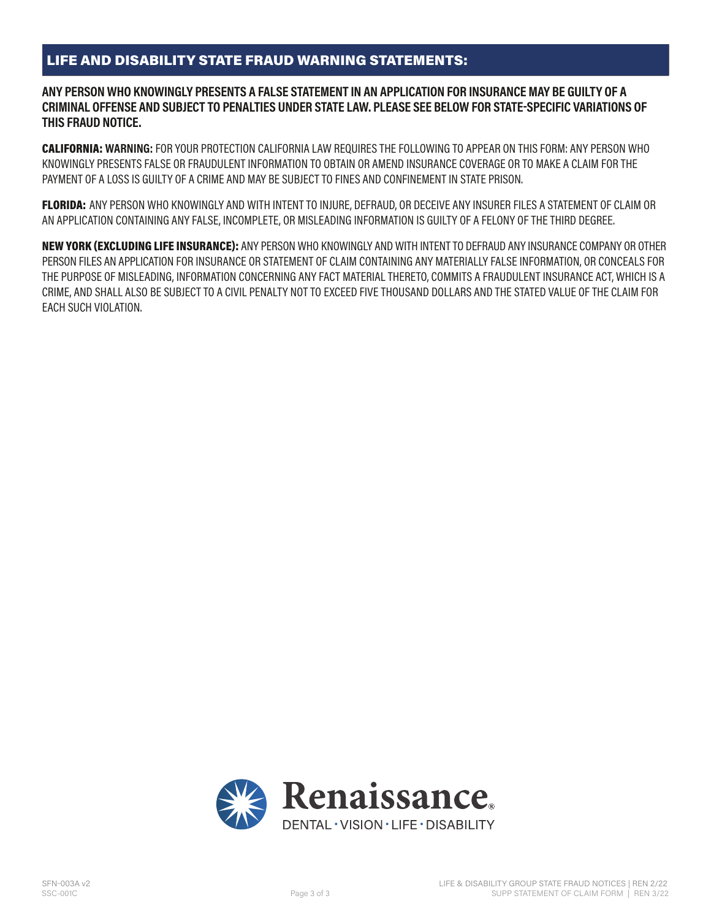## LIFE AND DISABILITY STATE FRAUD WARNING STATEMENTS:

**ANY PERSON WHO KNOWINGLY PRESENTS A FALSE STATEMENT IN AN APPLICATION FOR INSURANCE MAY BE GUILTY OF A CRIMINAL OFFENSE AND SUBJECT TO PENALTIES UNDER STATE LAW. PLEASE SEE BELOW FOR STATE-SPECIFIC VARIATIONS OF THIS FRAUD NOTICE.**

**CALIFORNIA: WARNING:** FOR YOUR PROTECTION CALIFORNIA LAW REQUIRES THE FOLLOWING TO APPEAR ON THIS FORM: ANY PERSON WHO KNOWINGLY PRESENTS FALSE OR FRAUDULENT INFORMATION TO OBTAIN OR AMEND INSURANCE COVERAGE OR TO MAKE A CLAIM FOR THE PAYMENT OF A LOSS IS GUILTY OF A CRIME AND MAY BE SUBJECT TO FINES AND CONFINEMENT IN STATE PRISON.

**FLORIDA:** ANY PERSON WHO KNOWINGLY AND WITH INTENT TO INJURE, DEFRAUD, OR DECEIVE ANY INSURER FILES A STATEMENT OF CLAIM OR AN APPLICATION CONTAINING ANY FALSE, INCOMPLETE, OR MISLEADING INFORMATION IS GUILTY OF A FELONY OF THE THIRD DEGREE.

**NEW YORK (EXCLUDING LIFE INSURANCE):** ANY PERSON WHO KNOWINGLY AND WITH INTENT TO DEFRAUD ANY INSURANCE COMPANY OR OTHER PERSON FILES AN APPLICATION FOR INSURANCE OR STATEMENT OF CLAIM CONTAINING ANY MATERIALLY FALSE INFORMATION, OR CONCEALS FOR THE PURPOSE OF MISLEADING, INFORMATION CONCERNING ANY FACT MATERIAL THERETO, COMMITS A FRAUDULENT INSURANCE ACT, WHICH IS A CRIME, AND SHALL ALSO BE SUBJECT TO A CIVIL PENALTY NOT TO EXCEED FIVE THOUSAND DOLLARS AND THE STATED VALUE OF THE CLAIM FOR EACH SUCH VIOLATION.

Renaissance®
DENTAL · VISION · LIFE · DISABILITY

SFN-003A v2 — LIFE & DISABILITY GROUP STATE FRAUD NOTICES | REN 2/22
SSC-001C — SUPP STATEMENT OF CLAIM FORM | REN 3/22